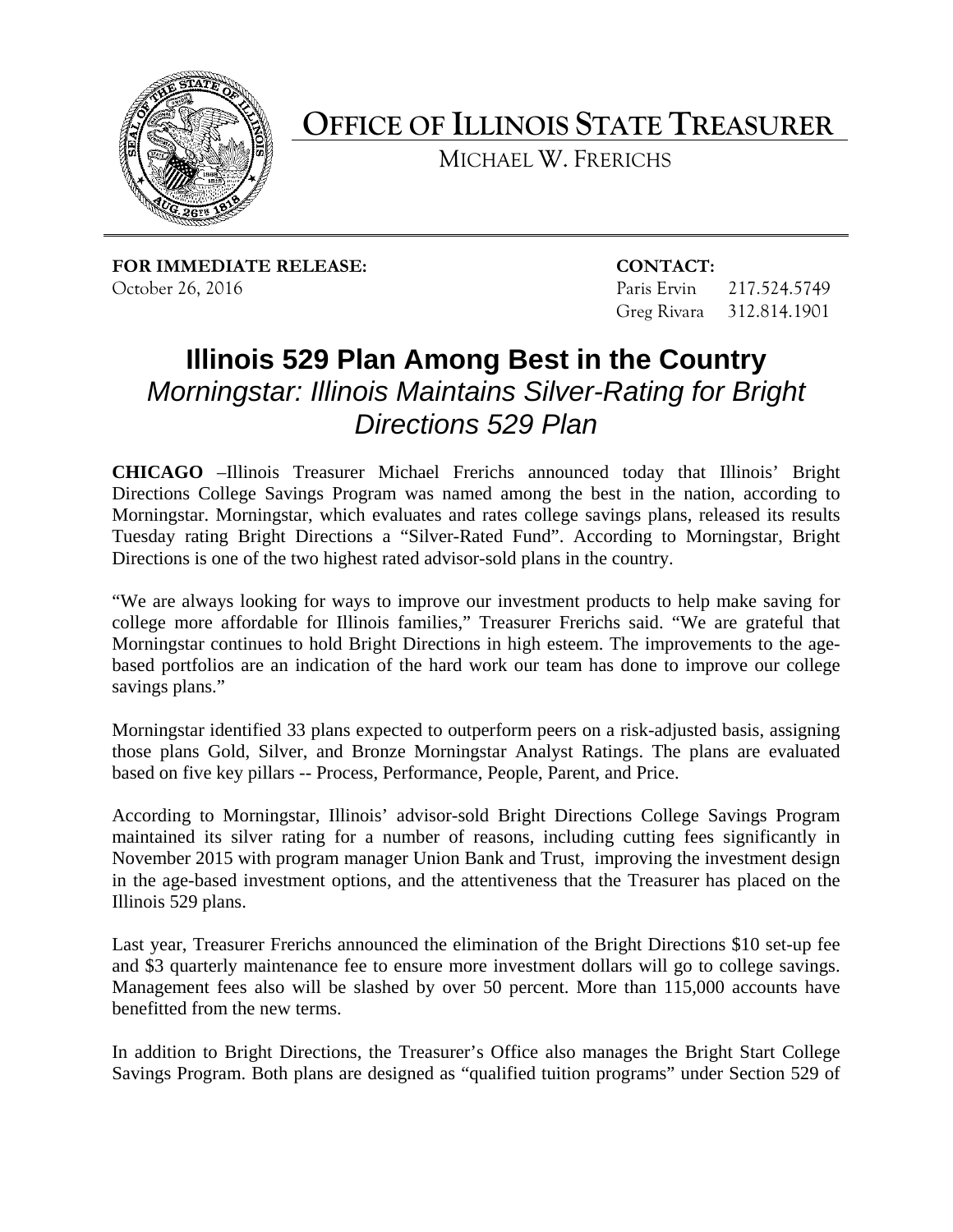# OFFICE OF ILLINOIS STATE TREASURER

MICHAEL W. FRERICHS

**FOR IMMEDIATE RELEASE:**
October 26, 2016

**CONTACT:**
Paris Ervin 217.524.5749
Greg Rivara 312.814.1901

## Illinois 529 Plan Among Best in the Country

### *Morningstar: Illinois Maintains Silver-Rating for Bright Directions 529 Plan*

**CHICAGO** –Illinois Treasurer Michael Frerichs announced today that Illinois' Bright Directions College Savings Program was named among the best in the nation, according to Morningstar. Morningstar, which evaluates and rates college savings plans, released its results Tuesday rating Bright Directions a "Silver-Rated Fund". According to Morningstar, Bright Directions is one of the two highest rated advisor-sold plans in the country.

"We are always looking for ways to improve our investment products to help make saving for college more affordable for Illinois families," Treasurer Frerichs said. "We are grateful that Morningstar continues to hold Bright Directions in high esteem. The improvements to the age-based portfolios are an indication of the hard work our team has done to improve our college savings plans."

Morningstar identified 33 plans expected to outperform peers on a risk-adjusted basis, assigning those plans Gold, Silver, and Bronze Morningstar Analyst Ratings. The plans are evaluated based on five key pillars -- Process, Performance, People, Parent, and Price.

According to Morningstar, Illinois' advisor-sold Bright Directions College Savings Program maintained its silver rating for a number of reasons, including cutting fees significantly in November 2015 with program manager Union Bank and Trust, improving the investment design in the age-based investment options, and the attentiveness that the Treasurer has placed on the Illinois 529 plans.

Last year, Treasurer Frerichs announced the elimination of the Bright Directions $10 set-up fee and $3 quarterly maintenance fee to ensure more investment dollars will go to college savings. Management fees also will be slashed by over 50 percent. More than 115,000 accounts have benefitted from the new terms.

In addition to Bright Directions, the Treasurer's Office also manages the Bright Start College Savings Program. Both plans are designed as "qualified tuition programs" under Section 529 of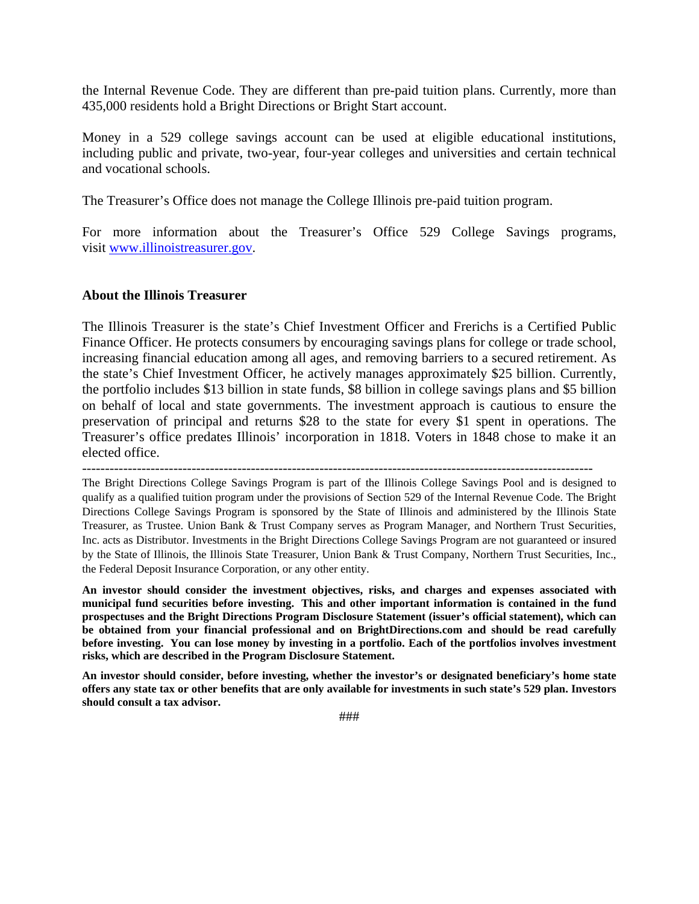the Internal Revenue Code. They are different than pre-paid tuition plans. Currently, more than 435,000 residents hold a Bright Directions or Bright Start account.

Money in a 529 college savings account can be used at eligible educational institutions, including public and private, two-year, four-year colleges and universities and certain technical and vocational schools.

The Treasurer's Office does not manage the College Illinois pre-paid tuition program.

For more information about the Treasurer's Office 529 College Savings programs, visit [www.illinoistreasurer.gov](http://www.illinoistreasurer.gov).

## About the Illinois Treasurer

The Illinois Treasurer is the state's Chief Investment Officer and Frerichs is a Certified Public Finance Officer. He protects consumers by encouraging savings plans for college or trade school, increasing financial education among all ages, and removing barriers to a secured retirement. As the state's Chief Investment Officer, he actively manages approximately $25 billion. Currently, the portfolio includes $13 billion in state funds, $8 billion in college savings plans and $5 billion on behalf of local and state governments. The investment approach is cautious to ensure the preservation of principal and returns $28 to the state for every $1 spent in operations. The Treasurer's office predates Illinois' incorporation in 1818. Voters in 1848 chose to make it an elected office.

---

The Bright Directions College Savings Program is part of the Illinois College Savings Pool and is designed to qualify as a qualified tuition program under the provisions of Section 529 of the Internal Revenue Code. The Bright Directions College Savings Program is sponsored by the State of Illinois and administered by the Illinois State Treasurer, as Trustee. Union Bank & Trust Company serves as Program Manager, and Northern Trust Securities, Inc. acts as Distributor. Investments in the Bright Directions College Savings Program are not guaranteed or insured by the State of Illinois, the Illinois State Treasurer, Union Bank & Trust Company, Northern Trust Securities, Inc., the Federal Deposit Insurance Corporation, or any other entity.

**An investor should consider the investment objectives, risks, and charges and expenses associated with municipal fund securities before investing. This and other important information is contained in the fund prospectuses and the Bright Directions Program Disclosure Statement (issuer's official statement), which can be obtained from your financial professional and on BrightDirections.com and should be read carefully before investing. You can lose money by investing in a portfolio. Each of the portfolios involves investment risks, which are described in the Program Disclosure Statement.**

**An investor should consider, before investing, whether the investor's or designated beneficiary's home state offers any state tax or other benefits that are only available for investments in such state's 529 plan. Investors should consult a tax advisor.**

###